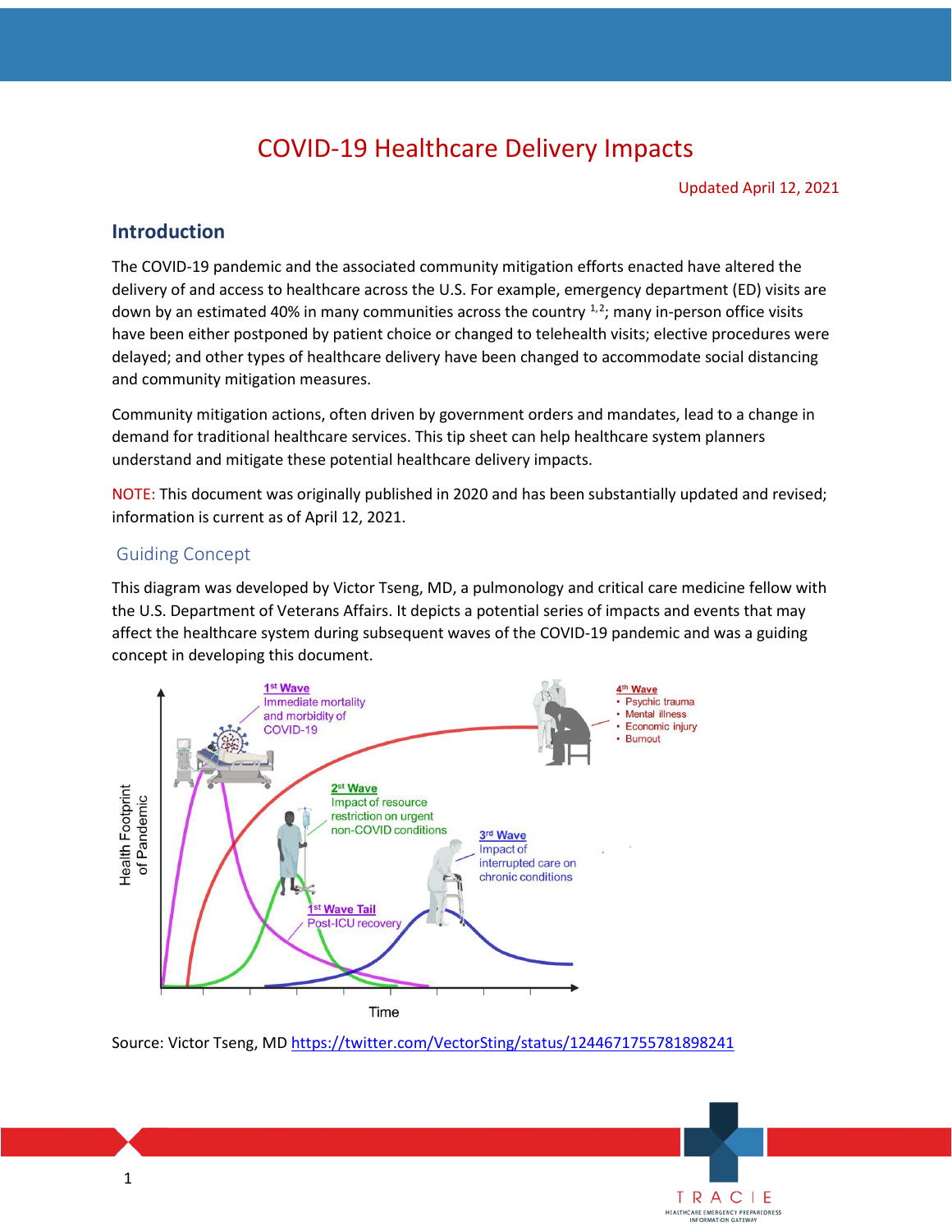# COVID-19 Healthcare Delivery Impacts

Updated April 12, 2021

## Introduction

The COVID-19 pandemic and the associated community mitigation efforts enacted have altered the delivery of and access to healthcare across the U.S. For example, emergency department (ED) visits are down by an estimated 40% in many communities across the country [1,2]; many in-person office visits have been either postponed by patient choice or changed to telehealth visits; elective procedures were delayed; and other types of healthcare delivery have been changed to accommodate social distancing and community mitigation measures.

Community mitigation actions, often driven by government orders and mandates, lead to a change in demand for traditional healthcare services. This tip sheet can help healthcare system planners understand and mitigate these potential healthcare delivery impacts.

NOTE: This document was originally published in 2020 and has been substantially updated and revised; information is current as of April 12, 2021.

### Guiding Concept

This diagram was developed by Victor Tseng, MD, a pulmonology and critical care medicine fellow with the U.S. Department of Veterans Affairs. It depicts a potential series of impacts and events that may affect the healthcare system during subsequent waves of the COVID-19 pandemic and was a guiding concept in developing this document.

Source: Victor Tseng, MD https://twitter.com/VectorSting/status/1244671755781898241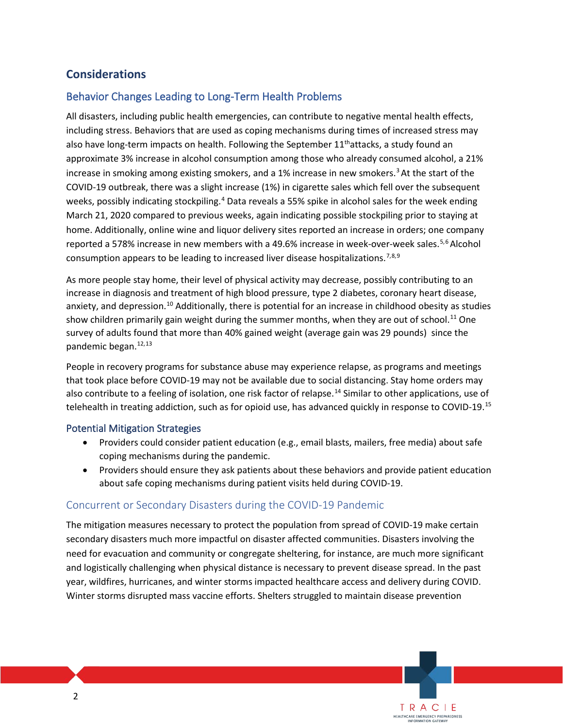## Considerations

### Behavior Changes Leading to Long-Term Health Problems

All disasters, including public health emergencies, can contribute to negative mental health effects, including stress. Behaviors that are used as coping mechanisms during times of increased stress may also have long-term impacts on health. Following the September 11th attacks, a study found an approximate 3% increase in alcohol consumption among those who already consumed alcohol, a 21% increase in smoking among existing smokers, and a 1% increase in new smokers.[3] At the start of the COVID-19 outbreak, there was a slight increase (1%) in cigarette sales which fell over the subsequent weeks, possibly indicating stockpiling.[4] Data reveals a 55% spike in alcohol sales for the week ending March 21, 2020 compared to previous weeks, again indicating possible stockpiling prior to staying at home. Additionally, online wine and liquor delivery sites reported an increase in orders; one company reported a 578% increase in new members with a 49.6% increase in week-over-week sales.[5,6] Alcohol consumption appears to be leading to increased liver disease hospitalizations.[7,8,9]

As more people stay home, their level of physical activity may decrease, possibly contributing to an increase in diagnosis and treatment of high blood pressure, type 2 diabetes, coronary heart disease, anxiety, and depression.[10] Additionally, there is potential for an increase in childhood obesity as studies show children primarily gain weight during the summer months, when they are out of school.[11] One survey of adults found that more than 40% gained weight (average gain was 29 pounds) since the pandemic began.[12,13]

People in recovery programs for substance abuse may experience relapse, as programs and meetings that took place before COVID-19 may not be available due to social distancing. Stay home orders may also contribute to a feeling of isolation, one risk factor of relapse.[14] Similar to other applications, use of telehealth in treating addiction, such as for opioid use, has advanced quickly in response to COVID-19.[15]

#### Potential Mitigation Strategies

- Providers could consider patient education (e.g., email blasts, mailers, free media) about safe coping mechanisms during the pandemic.
- Providers should ensure they ask patients about these behaviors and provide patient education about safe coping mechanisms during patient visits held during COVID-19.

### Concurrent or Secondary Disasters during the COVID-19 Pandemic

The mitigation measures necessary to protect the population from spread of COVID-19 make certain secondary disasters much more impactful on disaster affected communities. Disasters involving the need for evacuation and community or congregate sheltering, for instance, are much more significant and logistically challenging when physical distance is necessary to prevent disease spread. In the past year, wildfires, hurricanes, and winter storms impacted healthcare access and delivery during COVID. Winter storms disrupted mass vaccine efforts. Shelters struggled to maintain disease prevention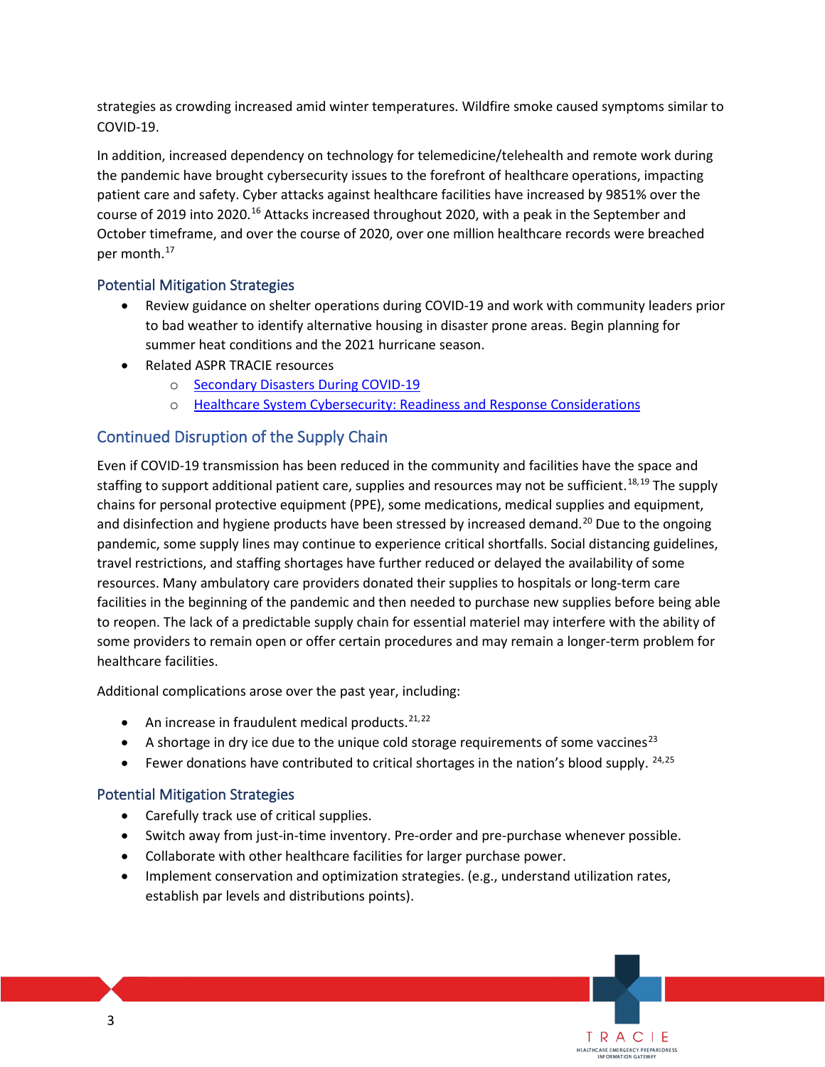strategies as crowding increased amid winter temperatures. Wildfire smoke caused symptoms similar to COVID-19.

In addition, increased dependency on technology for telemedicine/telehealth and remote work during the pandemic have brought cybersecurity issues to the forefront of healthcare operations, impacting patient care and safety. Cyber attacks against healthcare facilities have increased by 9851% over the course of 2019 into 2020.[16] Attacks increased throughout 2020, with a peak in the September and October timeframe, and over the course of 2020, over one million healthcare records were breached per month.[17]

### Potential Mitigation Strategies

- Review guidance on shelter operations during COVID-19 and work with community leaders prior to bad weather to identify alternative housing in disaster prone areas. Begin planning for summer heat conditions and the 2021 hurricane season.
- Related ASPR TRACIE resources
  - Secondary Disasters During COVID-19
  - Healthcare System Cybersecurity: Readiness and Response Considerations

## Continued Disruption of the Supply Chain

Even if COVID-19 transmission has been reduced in the community and facilities have the space and staffing to support additional patient care, supplies and resources may not be sufficient.[18,19] The supply chains for personal protective equipment (PPE), some medications, medical supplies and equipment, and disinfection and hygiene products have been stressed by increased demand.[20] Due to the ongoing pandemic, some supply lines may continue to experience critical shortfalls. Social distancing guidelines, travel restrictions, and staffing shortages have further reduced or delayed the availability of some resources. Many ambulatory care providers donated their supplies to hospitals or long-term care facilities in the beginning of the pandemic and then needed to purchase new supplies before being able to reopen. The lack of a predictable supply chain for essential materiel may interfere with the ability of some providers to remain open or offer certain procedures and may remain a longer-term problem for healthcare facilities.

Additional complications arose over the past year, including:

- An increase in fraudulent medical products.[21,22]
- A shortage in dry ice due to the unique cold storage requirements of some vaccines[23]
- Fewer donations have contributed to critical shortages in the nation's blood supply.[24,25]

### Potential Mitigation Strategies

- Carefully track use of critical supplies.
- Switch away from just-in-time inventory. Pre-order and pre-purchase whenever possible.
- Collaborate with other healthcare facilities for larger purchase power.
- Implement conservation and optimization strategies. (e.g., understand utilization rates, establish par levels and distributions points).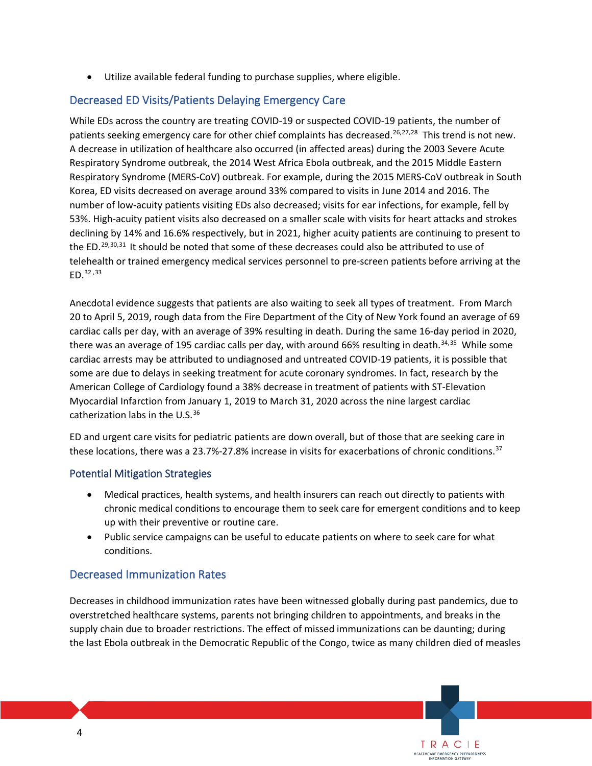- Utilize available federal funding to purchase supplies, where eligible.

## Decreased ED Visits/Patients Delaying Emergency Care

While EDs across the country are treating COVID-19 or suspected COVID-19 patients, the number of patients seeking emergency care for other chief complaints has decreased.[26,27,28] This trend is not new. A decrease in utilization of healthcare also occurred (in affected areas) during the 2003 Severe Acute Respiratory Syndrome outbreak, the 2014 West Africa Ebola outbreak, and the 2015 Middle Eastern Respiratory Syndrome (MERS-CoV) outbreak. For example, during the 2015 MERS-CoV outbreak in South Korea, ED visits decreased on average around 33% compared to visits in June 2014 and 2016. The number of low-acuity patients visiting EDs also decreased; visits for ear infections, for example, fell by 53%. High-acuity patient visits also decreased on a smaller scale with visits for heart attacks and strokes declining by 14% and 16.6% respectively, but in 2021, higher acuity patients are continuing to present to the ED.[29,30,31] It should be noted that some of these decreases could also be attributed to use of telehealth or trained emergency medical services personnel to pre-screen patients before arriving at the ED.[32,33]

Anecdotal evidence suggests that patients are also waiting to seek all types of treatment. From March 20 to April 5, 2019, rough data from the Fire Department of the City of New York found an average of 69 cardiac calls per day, with an average of 39% resulting in death. During the same 16-day period in 2020, there was an average of 195 cardiac calls per day, with around 66% resulting in death.[34,35] While some cardiac arrests may be attributed to undiagnosed and untreated COVID-19 patients, it is possible that some are due to delays in seeking treatment for acute coronary syndromes. In fact, research by the American College of Cardiology found a 38% decrease in treatment of patients with ST-Elevation Myocardial Infarction from January 1, 2019 to March 31, 2020 across the nine largest cardiac catherization labs in the U.S.[36]

ED and urgent care visits for pediatric patients are down overall, but of those that are seeking care in these locations, there was a 23.7%-27.8% increase in visits for exacerbations of chronic conditions.[37]

### Potential Mitigation Strategies

- Medical practices, health systems, and health insurers can reach out directly to patients with chronic medical conditions to encourage them to seek care for emergent conditions and to keep up with their preventive or routine care.
- Public service campaigns can be useful to educate patients on where to seek care for what conditions.

## Decreased Immunization Rates

Decreases in childhood immunization rates have been witnessed globally during past pandemics, due to overstretched healthcare systems, parents not bringing children to appointments, and breaks in the supply chain due to broader restrictions. The effect of missed immunizations can be daunting; during the last Ebola outbreak in the Democratic Republic of the Congo, twice as many children died of measles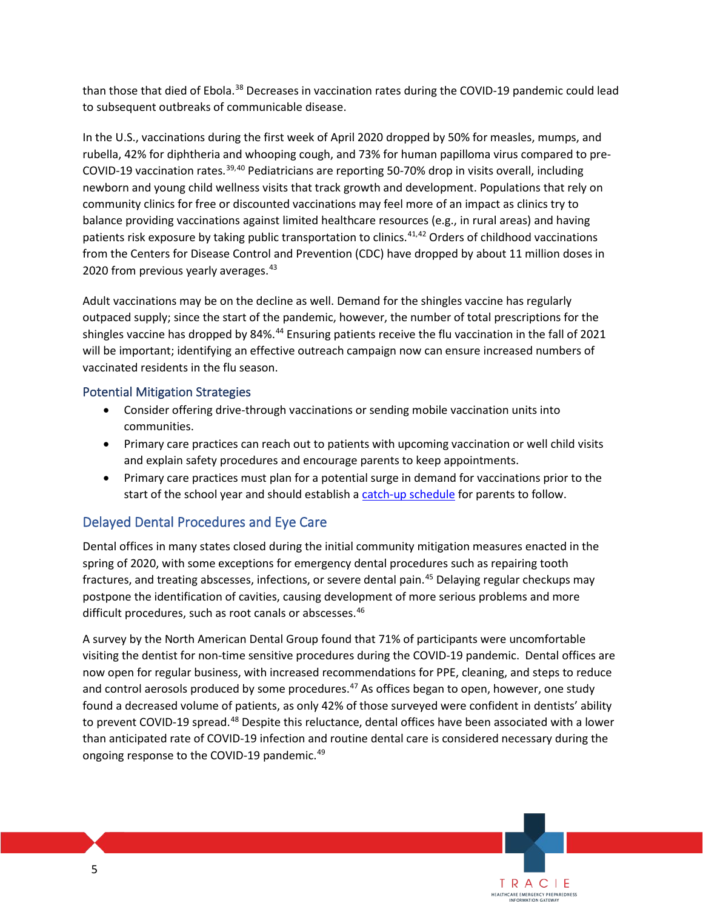than those that died of Ebola.[38] Decreases in vaccination rates during the COVID-19 pandemic could lead to subsequent outbreaks of communicable disease.

In the U.S., vaccinations during the first week of April 2020 dropped by 50% for measles, mumps, and rubella, 42% for diphtheria and whooping cough, and 73% for human papilloma virus compared to pre-COVID-19 vaccination rates.[39,40] Pediatricians are reporting 50-70% drop in visits overall, including newborn and young child wellness visits that track growth and development. Populations that rely on community clinics for free or discounted vaccinations may feel more of an impact as clinics try to balance providing vaccinations against limited healthcare resources (e.g., in rural areas) and having patients risk exposure by taking public transportation to clinics.[41,42] Orders of childhood vaccinations from the Centers for Disease Control and Prevention (CDC) have dropped by about 11 million doses in 2020 from previous yearly averages.[43]

Adult vaccinations may be on the decline as well. Demand for the shingles vaccine has regularly outpaced supply; since the start of the pandemic, however, the number of total prescriptions for the shingles vaccine has dropped by 84%.[44] Ensuring patients receive the flu vaccination in the fall of 2021 will be important; identifying an effective outreach campaign now can ensure increased numbers of vaccinated residents in the flu season.

### Potential Mitigation Strategies

- Consider offering drive-through vaccinations or sending mobile vaccination units into communities.
- Primary care practices can reach out to patients with upcoming vaccination or well child visits and explain safety procedures and encourage parents to keep appointments.
- Primary care practices must plan for a potential surge in demand for vaccinations prior to the start of the school year and should establish a catch-up schedule for parents to follow.

## Delayed Dental Procedures and Eye Care

Dental offices in many states closed during the initial community mitigation measures enacted in the spring of 2020, with some exceptions for emergency dental procedures such as repairing tooth fractures, and treating abscesses, infections, or severe dental pain.[45] Delaying regular checkups may postpone the identification of cavities, causing development of more serious problems and more difficult procedures, such as root canals or abscesses.[46]

A survey by the North American Dental Group found that 71% of participants were uncomfortable visiting the dentist for non-time sensitive procedures during the COVID-19 pandemic. Dental offices are now open for regular business, with increased recommendations for PPE, cleaning, and steps to reduce and control aerosols produced by some procedures.[47] As offices began to open, however, one study found a decreased volume of patients, as only 42% of those surveyed were confident in dentists' ability to prevent COVID-19 spread.[48] Despite this reluctance, dental offices have been associated with a lower than anticipated rate of COVID-19 infection and routine dental care is considered necessary during the ongoing response to the COVID-19 pandemic.[49]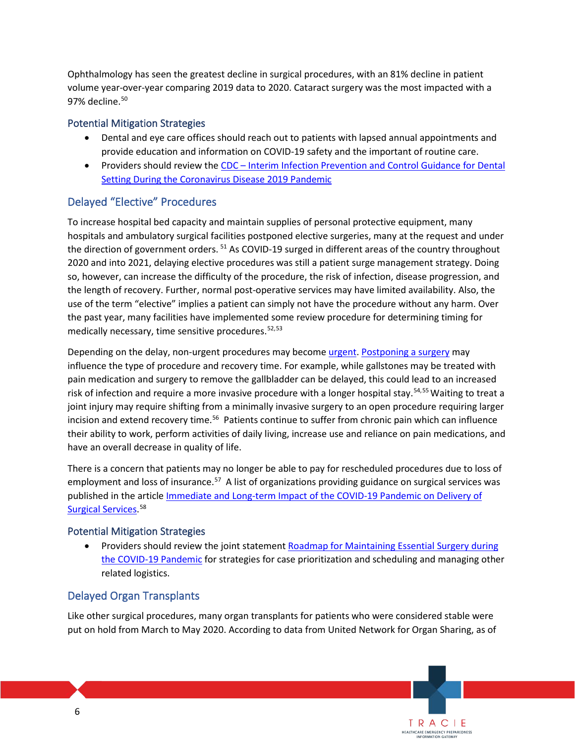Ophthalmology has seen the greatest decline in surgical procedures, with an 81% decline in patient volume year-over-year comparing 2019 data to 2020. Cataract surgery was the most impacted with a 97% decline.[50]

### Potential Mitigation Strategies

- Dental and eye care offices should reach out to patients with lapsed annual appointments and provide education and information on COVID-19 safety and the important of routine care.
- Providers should review the CDC – Interim Infection Prevention and Control Guidance for Dental Setting During the Coronavirus Disease 2019 Pandemic

## Delayed "Elective" Procedures

To increase hospital bed capacity and maintain supplies of personal protective equipment, many hospitals and ambulatory surgical facilities postponed elective surgeries, many at the request and under the direction of government orders.[51] As COVID-19 surged in different areas of the country throughout 2020 and into 2021, delaying elective procedures was still a patient surge management strategy. Doing so, however, can increase the difficulty of the procedure, the risk of infection, disease progression, and the length of recovery. Further, normal post-operative services may have limited availability. Also, the use of the term "elective" implies a patient can simply not have the procedure without any harm. Over the past year, many facilities have implemented some review procedure for determining timing for medically necessary, time sensitive procedures.[52,53]

Depending on the delay, non-urgent procedures may become urgent. Postponing a surgery may influence the type of procedure and recovery time. For example, while gallstones may be treated with pain medication and surgery to remove the gallbladder can be delayed, this could lead to an increased risk of infection and require a more invasive procedure with a longer hospital stay.[54,55] Waiting to treat a joint injury may require shifting from a minimally invasive surgery to an open procedure requiring larger incision and extend recovery time.[56] Patients continue to suffer from chronic pain which can influence their ability to work, perform activities of daily living, increase use and reliance on pain medications, and have an overall decrease in quality of life.

There is a concern that patients may no longer be able to pay for rescheduled procedures due to loss of employment and loss of insurance.[57] A list of organizations providing guidance on surgical services was published in the article Immediate and Long-term Impact of the COVID-19 Pandemic on Delivery of Surgical Services.[58]

### Potential Mitigation Strategies

- Providers should review the joint statement Roadmap for Maintaining Essential Surgery during the COVID-19 Pandemic for strategies for case prioritization and scheduling and managing other related logistics.

## Delayed Organ Transplants

Like other surgical procedures, many organ transplants for patients who were considered stable were put on hold from March to May 2020. According to data from United Network for Organ Sharing, as of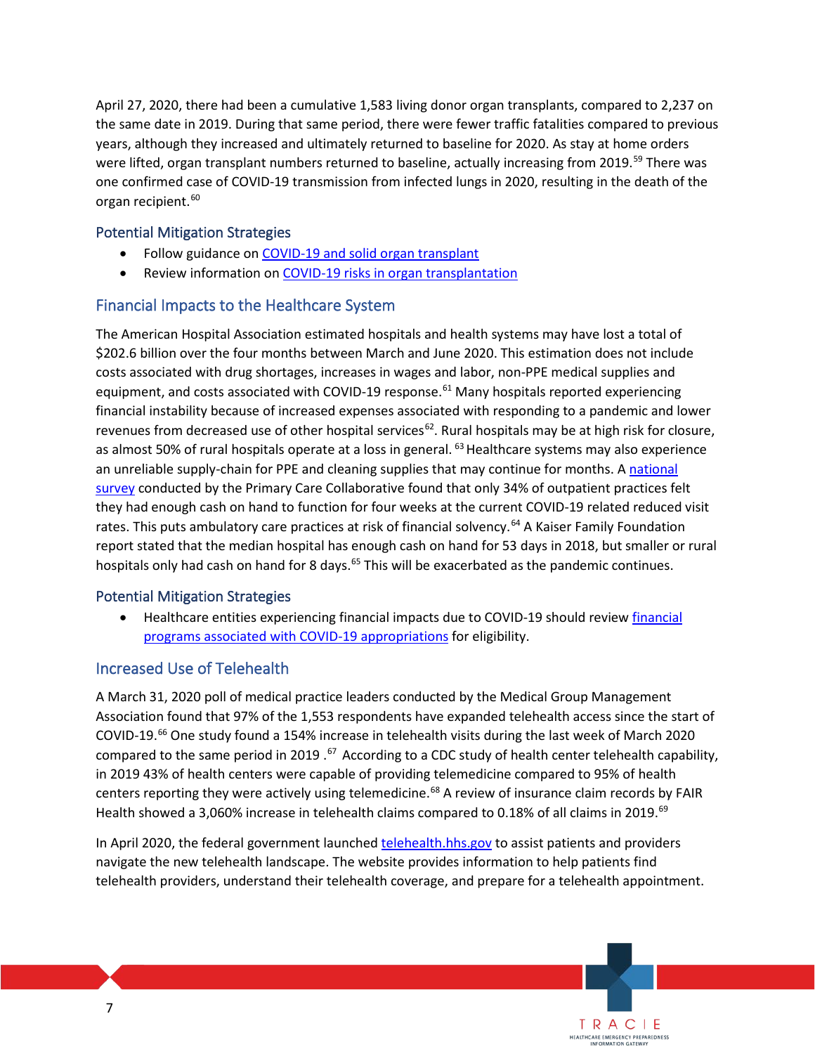April 27, 2020, there had been a cumulative 1,583 living donor organ transplants, compared to 2,237 on the same date in 2019. During that same period, there were fewer traffic fatalities compared to previous years, although they increased and ultimately returned to baseline for 2020. As stay at home orders were lifted, organ transplant numbers returned to baseline, actually increasing from 2019.[59] There was one confirmed case of COVID-19 transmission from infected lungs in 2020, resulting in the death of the organ recipient.[60]

### Potential Mitigation Strategies

- Follow guidance on COVID-19 and solid organ transplant
- Review information on COVID-19 risks in organ transplantation

## Financial Impacts to the Healthcare System

The American Hospital Association estimated hospitals and health systems may have lost a total of $202.6 billion over the four months between March and June 2020. This estimation does not include costs associated with drug shortages, increases in wages and labor, non-PPE medical supplies and equipment, and costs associated with COVID-19 response.[61] Many hospitals reported experiencing financial instability because of increased expenses associated with responding to a pandemic and lower revenues from decreased use of other hospital services[62]. Rural hospitals may be at high risk for closure, as almost 50% of rural hospitals operate at a loss in general. [63] Healthcare systems may also experience an unreliable supply-chain for PPE and cleaning supplies that may continue for months. A national survey conducted by the Primary Care Collaborative found that only 34% of outpatient practices felt they had enough cash on hand to function for four weeks at the current COVID-19 related reduced visit rates. This puts ambulatory care practices at risk of financial solvency.[64] A Kaiser Family Foundation report stated that the median hospital has enough cash on hand for 53 days in 2018, but smaller or rural hospitals only had cash on hand for 8 days.[65] This will be exacerbated as the pandemic continues.

### Potential Mitigation Strategies

- Healthcare entities experiencing financial impacts due to COVID-19 should review financial programs associated with COVID-19 appropriations for eligibility.

## Increased Use of Telehealth

A March 31, 2020 poll of medical practice leaders conducted by the Medical Group Management Association found that 97% of the 1,553 respondents have expanded telehealth access since the start of COVID-19.[66] One study found a 154% increase in telehealth visits during the last week of March 2020 compared to the same period in 2019 .[67] According to a CDC study of health center telehealth capability, in 2019 43% of health centers were capable of providing telemedicine compared to 95% of health centers reporting they were actively using telemedicine.[68] A review of insurance claim records by FAIR Health showed a 3,060% increase in telehealth claims compared to 0.18% of all claims in 2019.[69]

In April 2020, the federal government launched telehealth.hhs.gov to assist patients and providers navigate the new telehealth landscape. The website provides information to help patients find telehealth providers, understand their telehealth coverage, and prepare for a telehealth appointment.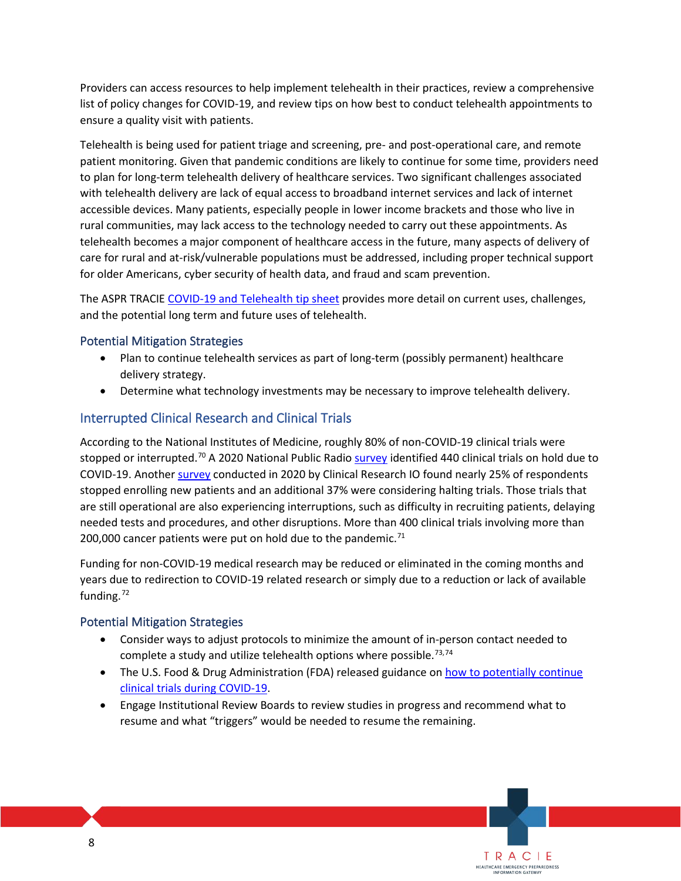Providers can access resources to help implement telehealth in their practices, review a comprehensive list of policy changes for COVID-19, and review tips on how best to conduct telehealth appointments to ensure a quality visit with patients.

Telehealth is being used for patient triage and screening, pre- and post-operational care, and remote patient monitoring. Given that pandemic conditions are likely to continue for some time, providers need to plan for long-term telehealth delivery of healthcare services. Two significant challenges associated with telehealth delivery are lack of equal access to broadband internet services and lack of internet accessible devices. Many patients, especially people in lower income brackets and those who live in rural communities, may lack access to the technology needed to carry out these appointments. As telehealth becomes a major component of healthcare access in the future, many aspects of delivery of care for rural and at-risk/vulnerable populations must be addressed, including proper technical support for older Americans, cyber security of health data, and fraud and scam prevention.

The ASPR TRACIE COVID-19 and Telehealth tip sheet provides more detail on current uses, challenges, and the potential long term and future uses of telehealth.

### Potential Mitigation Strategies

- Plan to continue telehealth services as part of long-term (possibly permanent) healthcare delivery strategy.
- Determine what technology investments may be necessary to improve telehealth delivery.

## Interrupted Clinical Research and Clinical Trials

According to the National Institutes of Medicine, roughly 80% of non-COVID-19 clinical trials were stopped or interrupted.[70] A 2020 National Public Radio survey identified 440 clinical trials on hold due to COVID-19. Another survey conducted in 2020 by Clinical Research IO found nearly 25% of respondents stopped enrolling new patients and an additional 37% were considering halting trials. Those trials that are still operational are also experiencing interruptions, such as difficulty in recruiting patients, delaying needed tests and procedures, and other disruptions. More than 400 clinical trials involving more than 200,000 cancer patients were put on hold due to the pandemic.[71]

Funding for non-COVID-19 medical research may be reduced or eliminated in the coming months and years due to redirection to COVID-19 related research or simply due to a reduction or lack of available funding.[72]

### Potential Mitigation Strategies

- Consider ways to adjust protocols to minimize the amount of in-person contact needed to complete a study and utilize telehealth options where possible.[73,74]
- The U.S. Food & Drug Administration (FDA) released guidance on how to potentially continue clinical trials during COVID-19.
- Engage Institutional Review Boards to review studies in progress and recommend what to resume and what "triggers" would be needed to resume the remaining.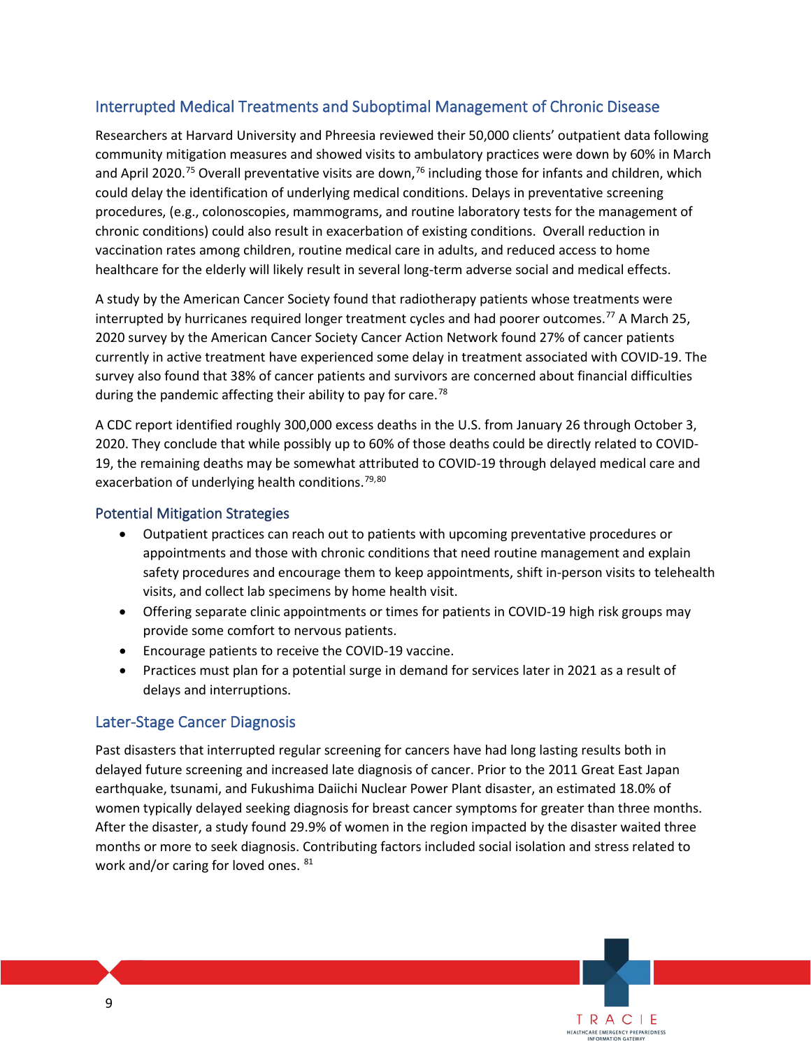## Interrupted Medical Treatments and Suboptimal Management of Chronic Disease

Researchers at Harvard University and Phreesia reviewed their 50,000 clients' outpatient data following community mitigation measures and showed visits to ambulatory practices were down by 60% in March and April 2020.[75] Overall preventative visits are down,[76] including those for infants and children, which could delay the identification of underlying medical conditions. Delays in preventative screening procedures, (e.g., colonoscopies, mammograms, and routine laboratory tests for the management of chronic conditions) could also result in exacerbation of existing conditions. Overall reduction in vaccination rates among children, routine medical care in adults, and reduced access to home healthcare for the elderly will likely result in several long-term adverse social and medical effects.

A study by the American Cancer Society found that radiotherapy patients whose treatments were interrupted by hurricanes required longer treatment cycles and had poorer outcomes.[77] A March 25, 2020 survey by the American Cancer Society Cancer Action Network found 27% of cancer patients currently in active treatment have experienced some delay in treatment associated with COVID-19. The survey also found that 38% of cancer patients and survivors are concerned about financial difficulties during the pandemic affecting their ability to pay for care.[78]

A CDC report identified roughly 300,000 excess deaths in the U.S. from January 26 through October 3, 2020. They conclude that while possibly up to 60% of those deaths could be directly related to COVID-19, the remaining deaths may be somewhat attributed to COVID-19 through delayed medical care and exacerbation of underlying health conditions.[79,80]

### Potential Mitigation Strategies

- Outpatient practices can reach out to patients with upcoming preventative procedures or appointments and those with chronic conditions that need routine management and explain safety procedures and encourage them to keep appointments, shift in-person visits to telehealth visits, and collect lab specimens by home health visit.
- Offering separate clinic appointments or times for patients in COVID-19 high risk groups may provide some comfort to nervous patients.
- Encourage patients to receive the COVID-19 vaccine.
- Practices must plan for a potential surge in demand for services later in 2021 as a result of delays and interruptions.

## Later-Stage Cancer Diagnosis

Past disasters that interrupted regular screening for cancers have had long lasting results both in delayed future screening and increased late diagnosis of cancer. Prior to the 2011 Great East Japan earthquake, tsunami, and Fukushima Daiichi Nuclear Power Plant disaster, an estimated 18.0% of women typically delayed seeking diagnosis for breast cancer symptoms for greater than three months. After the disaster, a study found 29.9% of women in the region impacted by the disaster waited three months or more to seek diagnosis. Contributing factors included social isolation and stress related to work and/or caring for loved ones.[81]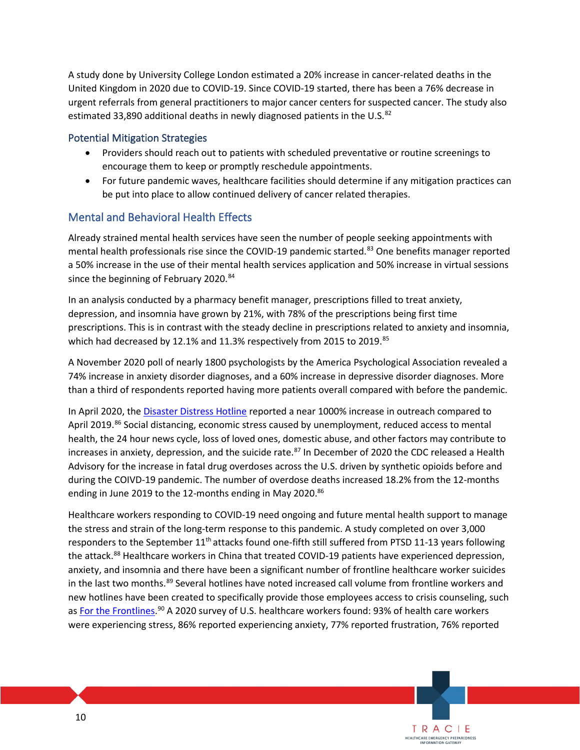A study done by University College London estimated a 20% increase in cancer-related deaths in the United Kingdom in 2020 due to COVID-19. Since COVID-19 started, there has been a 76% decrease in urgent referrals from general practitioners to major cancer centers for suspected cancer. The study also estimated 33,890 additional deaths in newly diagnosed patients in the U.S.[82]

### Potential Mitigation Strategies

- Providers should reach out to patients with scheduled preventative or routine screenings to encourage them to keep or promptly reschedule appointments.
- For future pandemic waves, healthcare facilities should determine if any mitigation practices can be put into place to allow continued delivery of cancer related therapies.

## Mental and Behavioral Health Effects

Already strained mental health services have seen the number of people seeking appointments with mental health professionals rise since the COVID-19 pandemic started.[83] One benefits manager reported a 50% increase in the use of their mental health services application and 50% increase in virtual sessions since the beginning of February 2020.[84]

In an analysis conducted by a pharmacy benefit manager, prescriptions filled to treat anxiety, depression, and insomnia have grown by 21%, with 78% of the prescriptions being first time prescriptions. This is in contrast with the steady decline in prescriptions related to anxiety and insomnia, which had decreased by 12.1% and 11.3% respectively from 2015 to 2019.[85]

A November 2020 poll of nearly 1800 psychologists by the America Psychological Association revealed a 74% increase in anxiety disorder diagnoses, and a 60% increase in depressive disorder diagnoses. More than a third of respondents reported having more patients overall compared with before the pandemic.

In April 2020, the [Disaster Distress Hotline] reported a near 1000% increase in outreach compared to April 2019.[86] Social distancing, economic stress caused by unemployment, reduced access to mental health, the 24 hour news cycle, loss of loved ones, domestic abuse, and other factors may contribute to increases in anxiety, depression, and the suicide rate.[87] In December of 2020 the CDC released a Health Advisory for the increase in fatal drug overdoses across the U.S. driven by synthetic opioids before and during the COIVD-19 pandemic. The number of overdose deaths increased 18.2% from the 12-months ending in June 2019 to the 12-months ending in May 2020.[86]

Healthcare workers responding to COVID-19 need ongoing and future mental health support to manage the stress and strain of the long-term response to this pandemic. A study completed on over 3,000 responders to the September 11th attacks found one-fifth still suffered from PTSD 11-13 years following the attack.[88] Healthcare workers in China that treated COVID-19 patients have experienced depression, anxiety, and insomnia and there have been a significant number of frontline healthcare worker suicides in the last two months.[89] Several hotlines have noted increased call volume from frontline workers and new hotlines have been created to specifically provide those employees access to crisis counseling, such as [For the Frontlines].[90] A 2020 survey of U.S. healthcare workers found: 93% of health care workers were experiencing stress, 86% reported experiencing anxiety, 77% reported frustration, 76% reported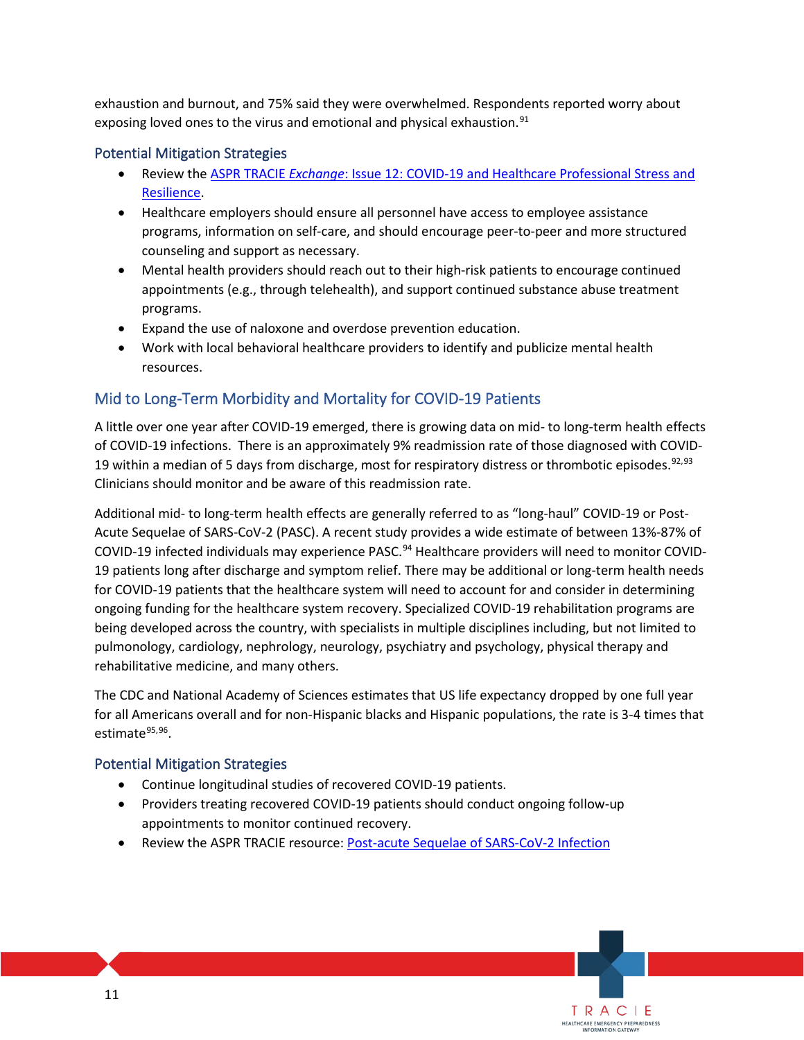exhaustion and burnout, and 75% said they were overwhelmed. Respondents reported worry about exposing loved ones to the virus and emotional and physical exhaustion.[91]

### Potential Mitigation Strategies

- Review the ASPR TRACIE *Exchange*: Issue 12: COVID-19 and Healthcare Professional Stress and Resilience.
- Healthcare employers should ensure all personnel have access to employee assistance programs, information on self-care, and should encourage peer-to-peer and more structured counseling and support as necessary.
- Mental health providers should reach out to their high-risk patients to encourage continued appointments (e.g., through telehealth), and support continued substance abuse treatment programs.
- Expand the use of naloxone and overdose prevention education.
- Work with local behavioral healthcare providers to identify and publicize mental health resources.

## Mid to Long-Term Morbidity and Mortality for COVID-19 Patients

A little over one year after COVID-19 emerged, there is growing data on mid- to long-term health effects of COVID-19 infections. There is an approximately 9% readmission rate of those diagnosed with COVID-19 within a median of 5 days from discharge, most for respiratory distress or thrombotic episodes.[92,93] Clinicians should monitor and be aware of this readmission rate.

Additional mid- to long-term health effects are generally referred to as "long-haul" COVID-19 or Post-Acute Sequelae of SARS-CoV-2 (PASC). A recent study provides a wide estimate of between 13%-87% of COVID-19 infected individuals may experience PASC.[94] Healthcare providers will need to monitor COVID-19 patients long after discharge and symptom relief. There may be additional or long-term health needs for COVID-19 patients that the healthcare system will need to account for and consider in determining ongoing funding for the healthcare system recovery. Specialized COVID-19 rehabilitation programs are being developed across the country, with specialists in multiple disciplines including, but not limited to pulmonology, cardiology, nephrology, neurology, psychiatry and psychology, physical therapy and rehabilitative medicine, and many others.

The CDC and National Academy of Sciences estimates that US life expectancy dropped by one full year for all Americans overall and for non-Hispanic blacks and Hispanic populations, the rate is 3-4 times that estimate[95,96].

### Potential Mitigation Strategies

- Continue longitudinal studies of recovered COVID-19 patients.
- Providers treating recovered COVID-19 patients should conduct ongoing follow-up appointments to monitor continued recovery.
- Review the ASPR TRACIE resource: Post-acute Sequelae of SARS-CoV-2 Infection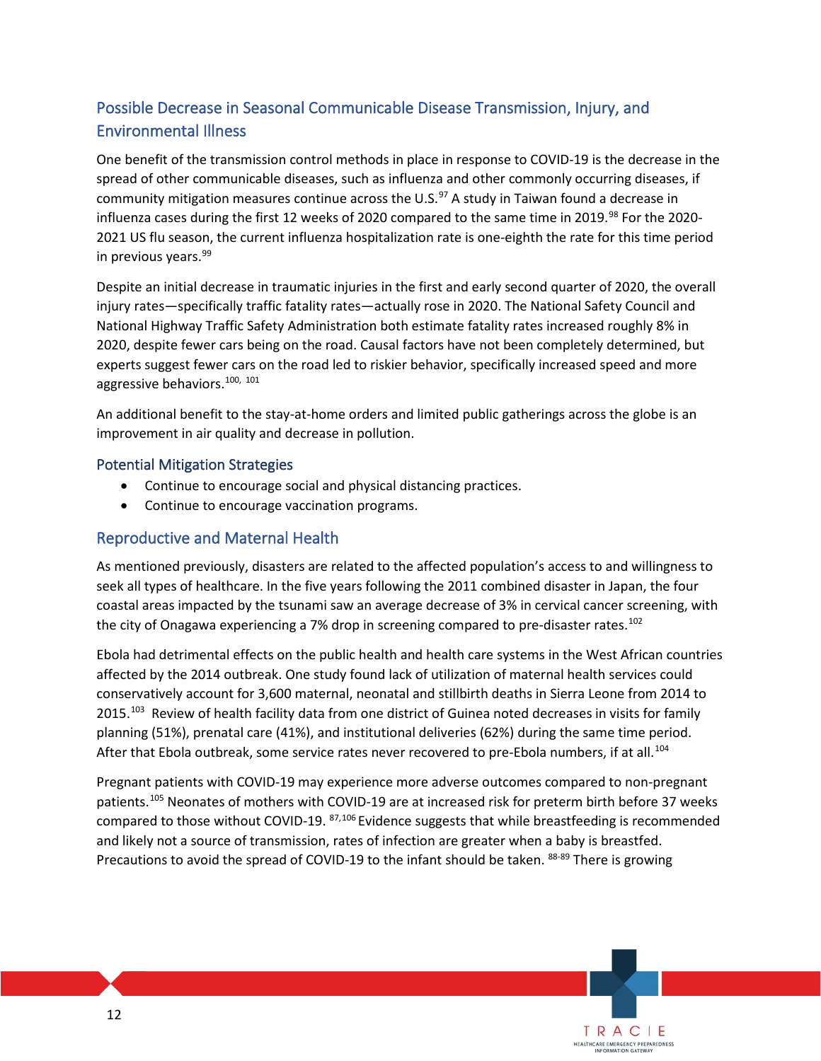## Possible Decrease in Seasonal Communicable Disease Transmission, Injury, and Environmental Illness

One benefit of the transmission control methods in place in response to COVID-19 is the decrease in the spread of other communicable diseases, such as influenza and other commonly occurring diseases, if community mitigation measures continue across the U.S.[97] A study in Taiwan found a decrease in influenza cases during the first 12 weeks of 2020 compared to the same time in 2019.[98] For the 2020-2021 US flu season, the current influenza hospitalization rate is one-eighth the rate for this time period in previous years.[99]

Despite an initial decrease in traumatic injuries in the first and early second quarter of 2020, the overall injury rates—specifically traffic fatality rates—actually rose in 2020. The National Safety Council and National Highway Traffic Safety Administration both estimate fatality rates increased roughly 8% in 2020, despite fewer cars being on the road. Causal factors have not been completely determined, but experts suggest fewer cars on the road led to riskier behavior, specifically increased speed and more aggressive behaviors.[100, 101]

An additional benefit to the stay-at-home orders and limited public gatherings across the globe is an improvement in air quality and decrease in pollution.

### Potential Mitigation Strategies

- Continue to encourage social and physical distancing practices.
- Continue to encourage vaccination programs.

## Reproductive and Maternal Health

As mentioned previously, disasters are related to the affected population's access to and willingness to seek all types of healthcare. In the five years following the 2011 combined disaster in Japan, the four coastal areas impacted by the tsunami saw an average decrease of 3% in cervical cancer screening, with the city of Onagawa experiencing a 7% drop in screening compared to pre-disaster rates.[102]

Ebola had detrimental effects on the public health and health care systems in the West African countries affected by the 2014 outbreak. One study found lack of utilization of maternal health services could conservatively account for 3,600 maternal, neonatal and stillbirth deaths in Sierra Leone from 2014 to 2015.[103] Review of health facility data from one district of Guinea noted decreases in visits for family planning (51%), prenatal care (41%), and institutional deliveries (62%) during the same time period. After that Ebola outbreak, some service rates never recovered to pre-Ebola numbers, if at all.[104]

Pregnant patients with COVID-19 may experience more adverse outcomes compared to non-pregnant patients.[105] Neonates of mothers with COVID-19 are at increased risk for preterm birth before 37 weeks compared to those without COVID-19. [87,106] Evidence suggests that while breastfeeding is recommended and likely not a source of transmission, rates of infection are greater when a baby is breastfed. Precautions to avoid the spread of COVID-19 to the infant should be taken. [88-89] There is growing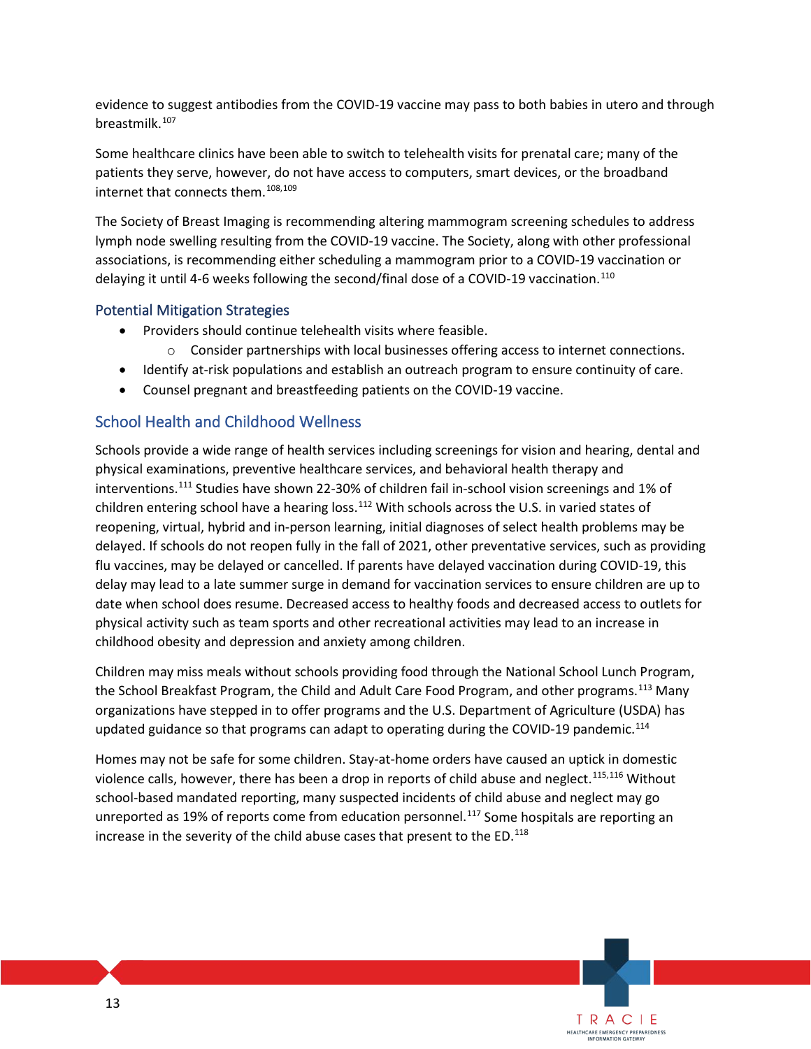evidence to suggest antibodies from the COVID-19 vaccine may pass to both babies in utero and through breastmilk.[107]

Some healthcare clinics have been able to switch to telehealth visits for prenatal care; many of the patients they serve, however, do not have access to computers, smart devices, or the broadband internet that connects them.[108,109]

The Society of Breast Imaging is recommending altering mammogram screening schedules to address lymph node swelling resulting from the COVID-19 vaccine. The Society, along with other professional associations, is recommending either scheduling a mammogram prior to a COVID-19 vaccination or delaying it until 4-6 weeks following the second/final dose of a COVID-19 vaccination.[110]

### Potential Mitigation Strategies

- Providers should continue telehealth visits where feasible.
  - Consider partnerships with local businesses offering access to internet connections.
- Identify at-risk populations and establish an outreach program to ensure continuity of care.
- Counsel pregnant and breastfeeding patients on the COVID-19 vaccine.

## School Health and Childhood Wellness

Schools provide a wide range of health services including screenings for vision and hearing, dental and physical examinations, preventive healthcare services, and behavioral health therapy and interventions.[111] Studies have shown 22-30% of children fail in-school vision screenings and 1% of children entering school have a hearing loss.[112] With schools across the U.S. in varied states of reopening, virtual, hybrid and in-person learning, initial diagnoses of select health problems may be delayed. If schools do not reopen fully in the fall of 2021, other preventative services, such as providing flu vaccines, may be delayed or cancelled. If parents have delayed vaccination during COVID-19, this delay may lead to a late summer surge in demand for vaccination services to ensure children are up to date when school does resume. Decreased access to healthy foods and decreased access to outlets for physical activity such as team sports and other recreational activities may lead to an increase in childhood obesity and depression and anxiety among children.

Children may miss meals without schools providing food through the National School Lunch Program, the School Breakfast Program, the Child and Adult Care Food Program, and other programs.[113] Many organizations have stepped in to offer programs and the U.S. Department of Agriculture (USDA) has updated guidance so that programs can adapt to operating during the COVID-19 pandemic.[114]

Homes may not be safe for some children. Stay-at-home orders have caused an uptick in domestic violence calls, however, there has been a drop in reports of child abuse and neglect.[115,116] Without school-based mandated reporting, many suspected incidents of child abuse and neglect may go unreported as 19% of reports come from education personnel.[117] Some hospitals are reporting an increase in the severity of the child abuse cases that present to the ED.[118]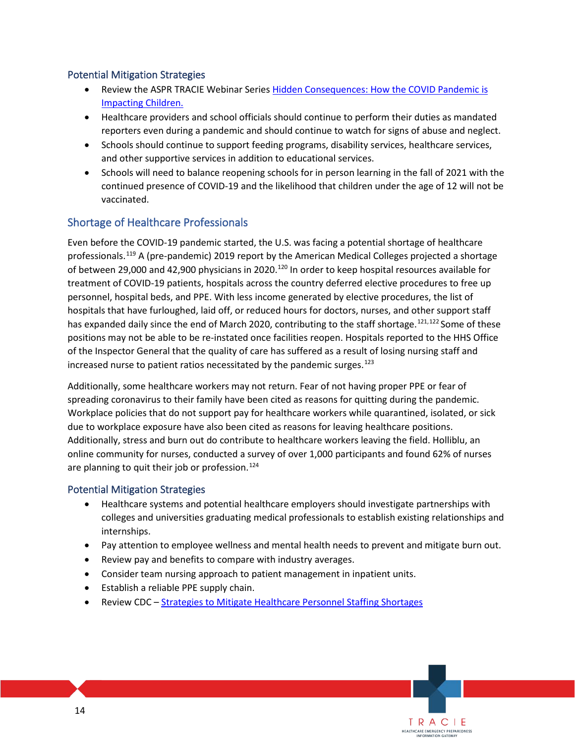### Potential Mitigation Strategies

- Review the ASPR TRACIE Webinar Series [Hidden Consequences: How the COVID Pandemic is Impacting Children.]()
- Healthcare providers and school officials should continue to perform their duties as mandated reporters even during a pandemic and should continue to watch for signs of abuse and neglect.
- Schools should continue to support feeding programs, disability services, healthcare services, and other supportive services in addition to educational services.
- Schools will need to balance reopening schools for in person learning in the fall of 2021 with the continued presence of COVID-19 and the likelihood that children under the age of 12 will not be vaccinated.

## Shortage of Healthcare Professionals

Even before the COVID-19 pandemic started, the U.S. was facing a potential shortage of healthcare professionals.[119] A (pre-pandemic) 2019 report by the American Medical Colleges projected a shortage of between 29,000 and 42,900 physicians in 2020.[120] In order to keep hospital resources available for treatment of COVID-19 patients, hospitals across the country deferred elective procedures to free up personnel, hospital beds, and PPE. With less income generated by elective procedures, the list of hospitals that have furloughed, laid off, or reduced hours for doctors, nurses, and other support staff has expanded daily since the end of March 2020, contributing to the staff shortage.[121,122] Some of these positions may not be able to be re-instated once facilities reopen. Hospitals reported to the HHS Office of the Inspector General that the quality of care has suffered as a result of losing nursing staff and increased nurse to patient ratios necessitated by the pandemic surges.[123]

Additionally, some healthcare workers may not return. Fear of not having proper PPE or fear of spreading coronavirus to their family have been cited as reasons for quitting during the pandemic. Workplace policies that do not support pay for healthcare workers while quarantined, isolated, or sick due to workplace exposure have also been cited as reasons for leaving healthcare positions. Additionally, stress and burn out do contribute to healthcare workers leaving the field. Holliblu, an online community for nurses, conducted a survey of over 1,000 participants and found 62% of nurses are planning to quit their job or profession.[124]

### Potential Mitigation Strategies

- Healthcare systems and potential healthcare employers should investigate partnerships with colleges and universities graduating medical professionals to establish existing relationships and internships.
- Pay attention to employee wellness and mental health needs to prevent and mitigate burn out.
- Review pay and benefits to compare with industry averages.
- Consider team nursing approach to patient management in inpatient units.
- Establish a reliable PPE supply chain.
- Review CDC – [Strategies to Mitigate Healthcare Personnel Staffing Shortages]()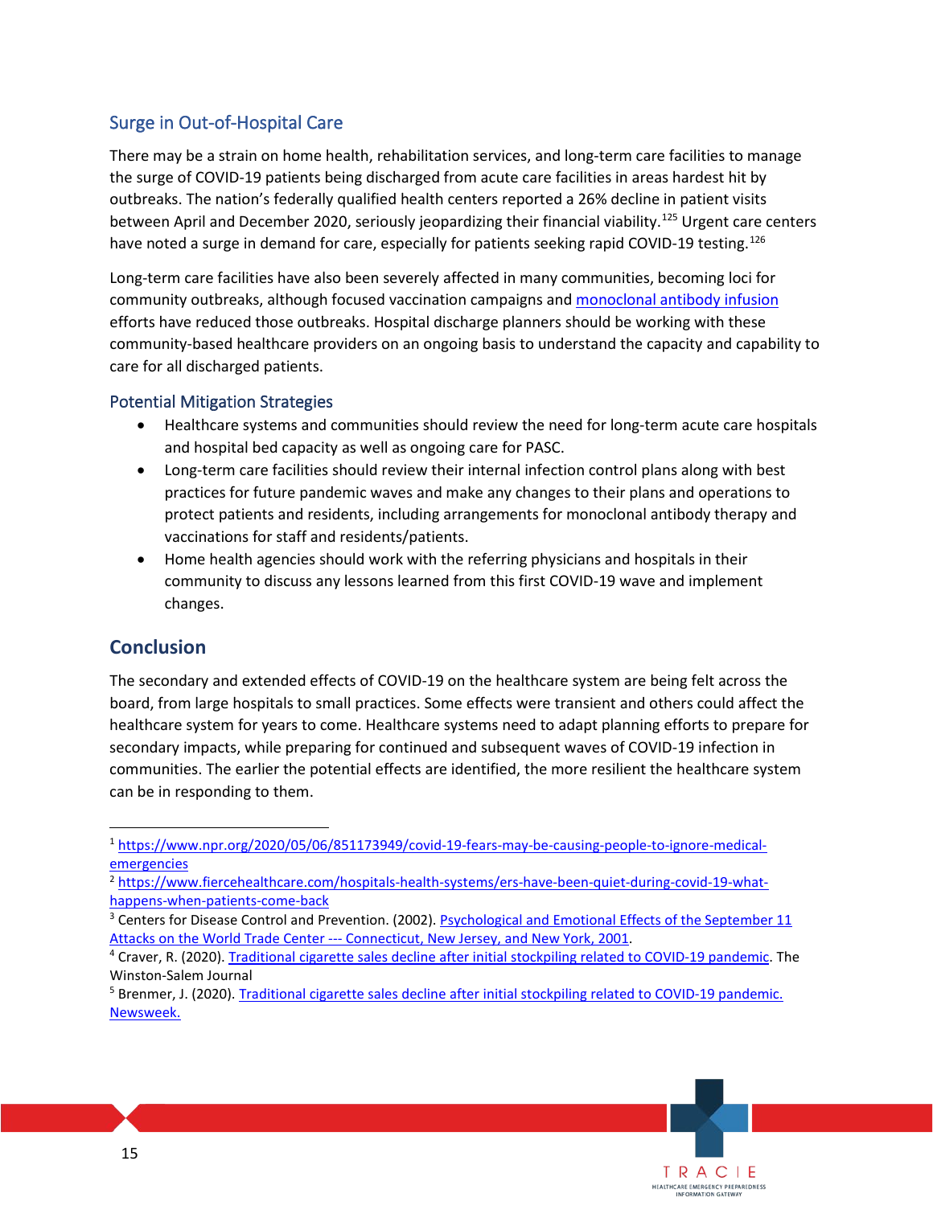## Surge in Out-of-Hospital Care

There may be a strain on home health, rehabilitation services, and long-term care facilities to manage the surge of COVID-19 patients being discharged from acute care facilities in areas hardest hit by outbreaks. The nation's federally qualified health centers reported a 26% decline in patient visits between April and December 2020, seriously jeopardizing their financial viability.[125] Urgent care centers have noted a surge in demand for care, especially for patients seeking rapid COVID-19 testing.[126]

Long-term care facilities have also been severely affected in many communities, becoming loci for community outbreaks, although focused vaccination campaigns and monoclonal antibody infusion efforts have reduced those outbreaks. Hospital discharge planners should be working with these community-based healthcare providers on an ongoing basis to understand the capacity and capability to care for all discharged patients.

### Potential Mitigation Strategies

- Healthcare systems and communities should review the need for long-term acute care hospitals and hospital bed capacity as well as ongoing care for PASC.
- Long-term care facilities should review their internal infection control plans along with best practices for future pandemic waves and make any changes to their plans and operations to protect patients and residents, including arrangements for monoclonal antibody therapy and vaccinations for staff and residents/patients.
- Home health agencies should work with the referring physicians and hospitals in their community to discuss any lessons learned from this first COVID-19 wave and implement changes.

# Conclusion

The secondary and extended effects of COVID-19 on the healthcare system are being felt across the board, from large hospitals to small practices. Some effects were transient and others could affect the healthcare system for years to come. Healthcare systems need to adapt planning efforts to prepare for secondary impacts, while preparing for continued and subsequent waves of COVID-19 infection in communities. The earlier the potential effects are identified, the more resilient the healthcare system can be in responding to them.

---

[1] https://www.npr.org/2020/05/06/851173949/covid-19-fears-may-be-causing-people-to-ignore-medical-emergencies

[2] https://www.fiercehealthcare.com/hospitals-health-systems/ers-have-been-quiet-during-covid-19-what-happens-when-patients-come-back

[3] Centers for Disease Control and Prevention. (2002). Psychological and Emotional Effects of the September 11 Attacks on the World Trade Center --- Connecticut, New Jersey, and New York, 2001.

[4] Craver, R. (2020). Traditional cigarette sales decline after initial stockpiling related to COVID-19 pandemic. The Winston-Salem Journal

[5] Brenmer, J. (2020). Traditional cigarette sales decline after initial stockpiling related to COVID-19 pandemic. Newsweek.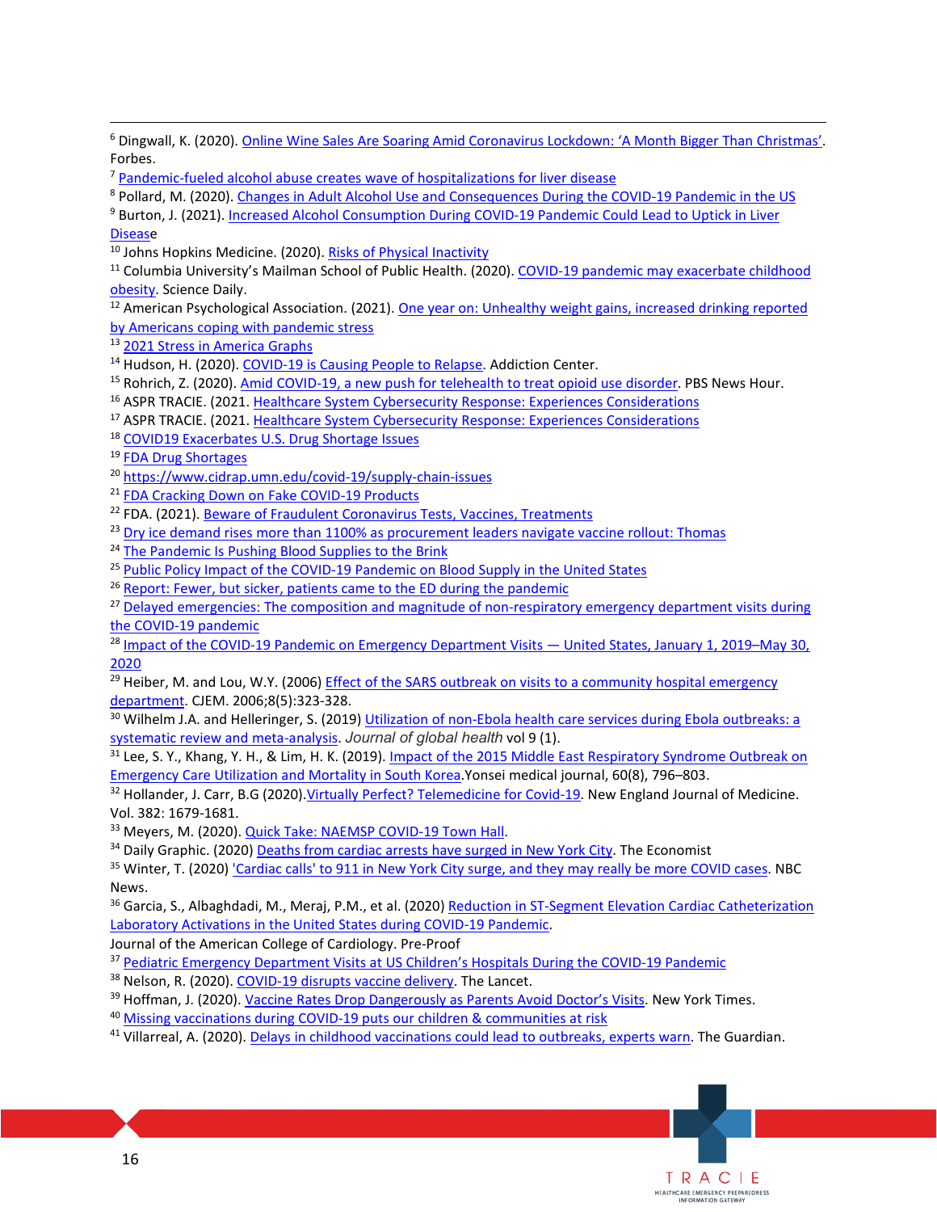[6] Dingwall, K. (2020). Online Wine Sales Are Soaring Amid Coronavirus Lockdown: 'A Month Bigger Than Christmas'. Forbes.

[7] Pandemic-fueled alcohol abuse creates wave of hospitalizations for liver disease

[8] Pollard, M. (2020). Changes in Adult Alcohol Use and Consequences During the COVID-19 Pandemic in the US

[9] Burton, J. (2021). Increased Alcohol Consumption During COVID-19 Pandemic Could Lead to Uptick in Liver Disease

[10] Johns Hopkins Medicine. (2020). Risks of Physical Inactivity

[11] Columbia University's Mailman School of Public Health. (2020). COVID-19 pandemic may exacerbate childhood obesity. Science Daily.

[12] American Psychological Association. (2021). One year on: Unhealthy weight gains, increased drinking reported by Americans coping with pandemic stress

[13] 2021 Stress in America Graphs

[14] Hudson, H. (2020). COVID-19 is Causing People to Relapse. Addiction Center.

[15] Rohrich, Z. (2020). Amid COVID-19, a new push for telehealth to treat opioid use disorder. PBS News Hour.

[16] ASPR TRACIE. (2021. Healthcare System Cybersecurity Response: Experiences Considerations

[17] ASPR TRACIE. (2021. Healthcare System Cybersecurity Response: Experiences Considerations

[18] COVID19 Exacerbates U.S. Drug Shortage Issues

[19] FDA Drug Shortages

[20] https://www.cidrap.umn.edu/covid-19/supply-chain-issues

[21] FDA Cracking Down on Fake COVID-19 Products

[22] FDA. (2021). Beware of Fraudulent Coronavirus Tests, Vaccines, Treatments

[23] Dry ice demand rises more than 1100% as procurement leaders navigate vaccine rollout: Thomas

[24] The Pandemic Is Pushing Blood Supplies to the Brink

[25] Public Policy Impact of the COVID-19 Pandemic on Blood Supply in the United States

[26] Report: Fewer, but sicker, patients came to the ED during the pandemic

[27] Delayed emergencies: The composition and magnitude of non-respiratory emergency department visits during the COVID-19 pandemic

[28] Impact of the COVID-19 Pandemic on Emergency Department Visits — United States, January 1, 2019–May 30, 2020

[29] Heiber, M. and Lou, W.Y. (2006) Effect of the SARS outbreak on visits to a community hospital emergency department. CJEM. 2006;8(5):323-328.

[30] Wilhelm J.A. and Helleringer, S. (2019) Utilization of non-Ebola health care services during Ebola outbreaks: a systematic review and meta-analysis. *Journal of global health* vol 9 (1).

[31] Lee, S. Y., Khang, Y. H., & Lim, H. K. (2019). Impact of the 2015 Middle East Respiratory Syndrome Outbreak on Emergency Care Utilization and Mortality in South Korea.Yonsei medical journal, 60(8), 796–803.

[32] Hollander, J. Carr, B.G (2020).Virtually Perfect? Telemedicine for Covid-19. New England Journal of Medicine. Vol. 382: 1679-1681.

[33] Meyers, M. (2020). Quick Take: NAEMSP COVID-19 Town Hall.

[34] Daily Graphic. (2020) Deaths from cardiac arrests have surged in New York City. The Economist

[35] Winter, T. (2020) 'Cardiac calls' to 911 in New York City surge, and they may really be more COVID cases. NBC News.

[36] Garcia, S., Albaghdadi, M., Meraj, P.M., et al. (2020) Reduction in ST-Segment Elevation Cardiac Catheterization Laboratory Activations in the United States during COVID-19 Pandemic.
Journal of the American College of Cardiology. Pre-Proof

[37] Pediatric Emergency Department Visits at US Children's Hospitals During the COVID-19 Pandemic

[38] Nelson, R. (2020). COVID-19 disrupts vaccine delivery. The Lancet.

[39] Hoffman, J. (2020). Vaccine Rates Drop Dangerously as Parents Avoid Doctor's Visits. New York Times.

[40] Missing vaccinations during COVID-19 puts our children & communities at risk

[41] Villarreal, A. (2020). Delays in childhood vaccinations could lead to outbreaks, experts warn. The Guardian.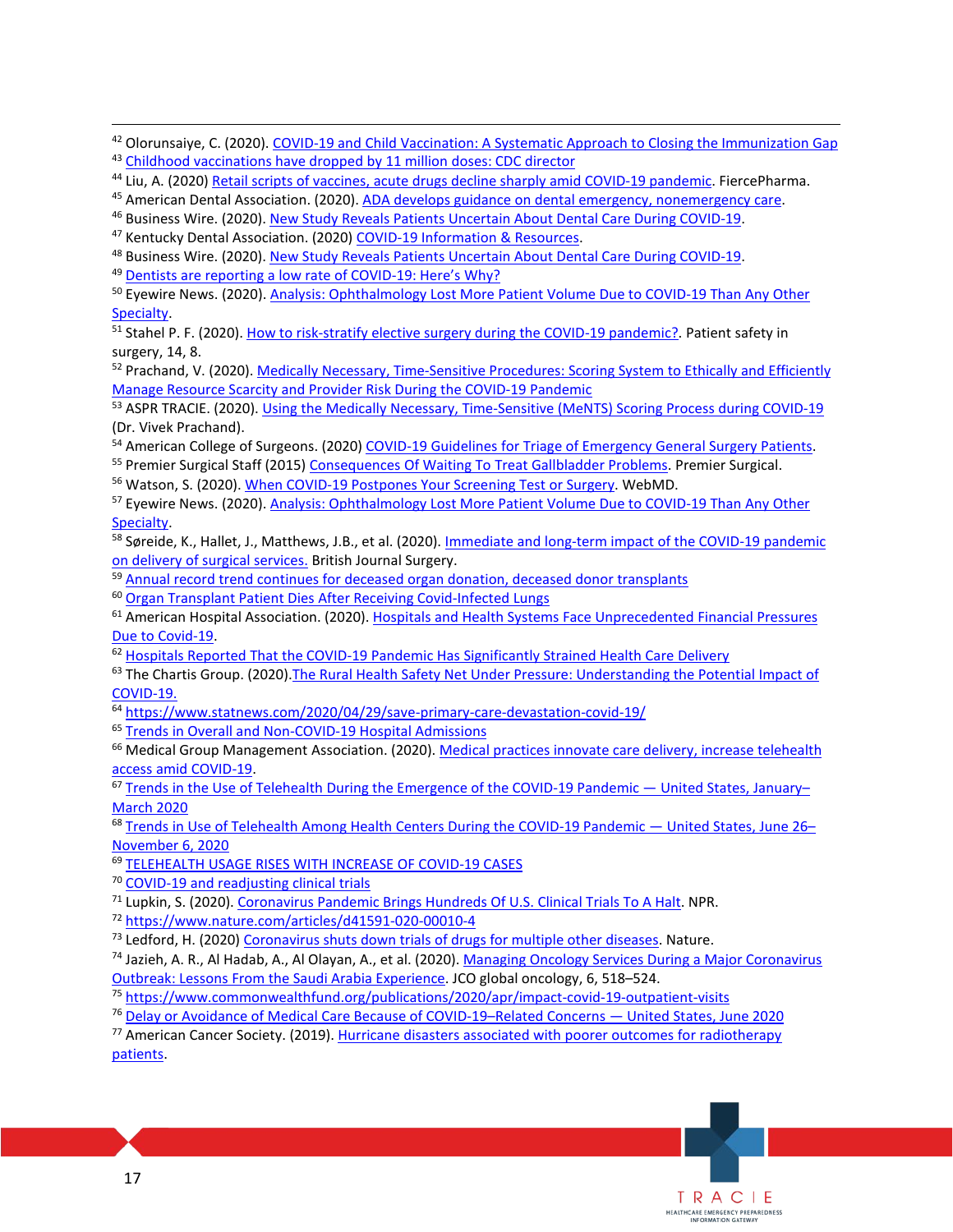[42] Olorunsaiye, C. (2020). COVID-19 and Child Vaccination: A Systematic Approach to Closing the Immunization Gap

[43] Childhood vaccinations have dropped by 11 million doses: CDC director

[44] Liu, A. (2020) Retail scripts of vaccines, acute drugs decline sharply amid COVID-19 pandemic. FiercePharma.

[45] American Dental Association. (2020). ADA develops guidance on dental emergency, nonemergency care.

[46] Business Wire. (2020). New Study Reveals Patients Uncertain About Dental Care During COVID-19.

[47] Kentucky Dental Association. (2020) COVID-19 Information & Resources.

[48] Business Wire. (2020). New Study Reveals Patients Uncertain About Dental Care During COVID-19.

[49] Dentists are reporting a low rate of COVID-19: Here's Why?

[50] Eyewire News. (2020). Analysis: Ophthalmology Lost More Patient Volume Due to COVID-19 Than Any Other Specialty.

[51] Stahel P. F. (2020). How to risk-stratify elective surgery during the COVID-19 pandemic?. Patient safety in surgery, 14, 8.

[52] Prachand, V. (2020). Medically Necessary, Time-Sensitive Procedures: Scoring System to Ethically and Efficiently Manage Resource Scarcity and Provider Risk During the COVID-19 Pandemic

[53] ASPR TRACIE. (2020). Using the Medically Necessary, Time-Sensitive (MeNTS) Scoring Process during COVID-19 (Dr. Vivek Prachand).

[54] American College of Surgeons. (2020) COVID-19 Guidelines for Triage of Emergency General Surgery Patients.

[55] Premier Surgical Staff (2015) Consequences Of Waiting To Treat Gallbladder Problems. Premier Surgical.

[56] Watson, S. (2020). When COVID-19 Postpones Your Screening Test or Surgery. WebMD.

[57] Eyewire News. (2020). Analysis: Ophthalmology Lost More Patient Volume Due to COVID-19 Than Any Other Specialty.

[58] Søreide, K., Hallet, J., Matthews, J.B., et al. (2020). Immediate and long-term impact of the COVID-19 pandemic on delivery of surgical services. British Journal Surgery.

[59] Annual record trend continues for deceased organ donation, deceased donor transplants

[60] Organ Transplant Patient Dies After Receiving Covid-Infected Lungs

[61] American Hospital Association. (2020). Hospitals and Health Systems Face Unprecedented Financial Pressures Due to Covid-19.

[62] Hospitals Reported That the COVID-19 Pandemic Has Significantly Strained Health Care Delivery

[63] The Chartis Group. (2020).The Rural Health Safety Net Under Pressure: Understanding the Potential Impact of COVID-19.

[64] https://www.statnews.com/2020/04/29/save-primary-care-devastation-covid-19/

[65] Trends in Overall and Non-COVID-19 Hospital Admissions

[66] Medical Group Management Association. (2020). Medical practices innovate care delivery, increase telehealth access amid COVID-19.

[67] Trends in the Use of Telehealth During the Emergence of the COVID-19 Pandemic — United States, January–March 2020

[68] Trends in Use of Telehealth Among Health Centers During the COVID-19 Pandemic — United States, June 26–November 6, 2020

[69] TELEHEALTH USAGE RISES WITH INCREASE OF COVID-19 CASES

[70] COVID-19 and readjusting clinical trials

[71] Lupkin, S. (2020). Coronavirus Pandemic Brings Hundreds Of U.S. Clinical Trials To A Halt. NPR.

[72] https://www.nature.com/articles/d41591-020-00010-4

[73] Ledford, H. (2020) Coronavirus shuts down trials of drugs for multiple other diseases. Nature.

[74] Jazieh, A. R., Al Hadab, A., Al Olayan, A., et al. (2020). Managing Oncology Services During a Major Coronavirus Outbreak: Lessons From the Saudi Arabia Experience. JCO global oncology, 6, 518–524.

[75] https://www.commonwealthfund.org/publications/2020/apr/impact-covid-19-outpatient-visits

[76] Delay or Avoidance of Medical Care Because of COVID-19–Related Concerns — United States, June 2020

[77] American Cancer Society. (2019). Hurricane disasters associated with poorer outcomes for radiotherapy patients.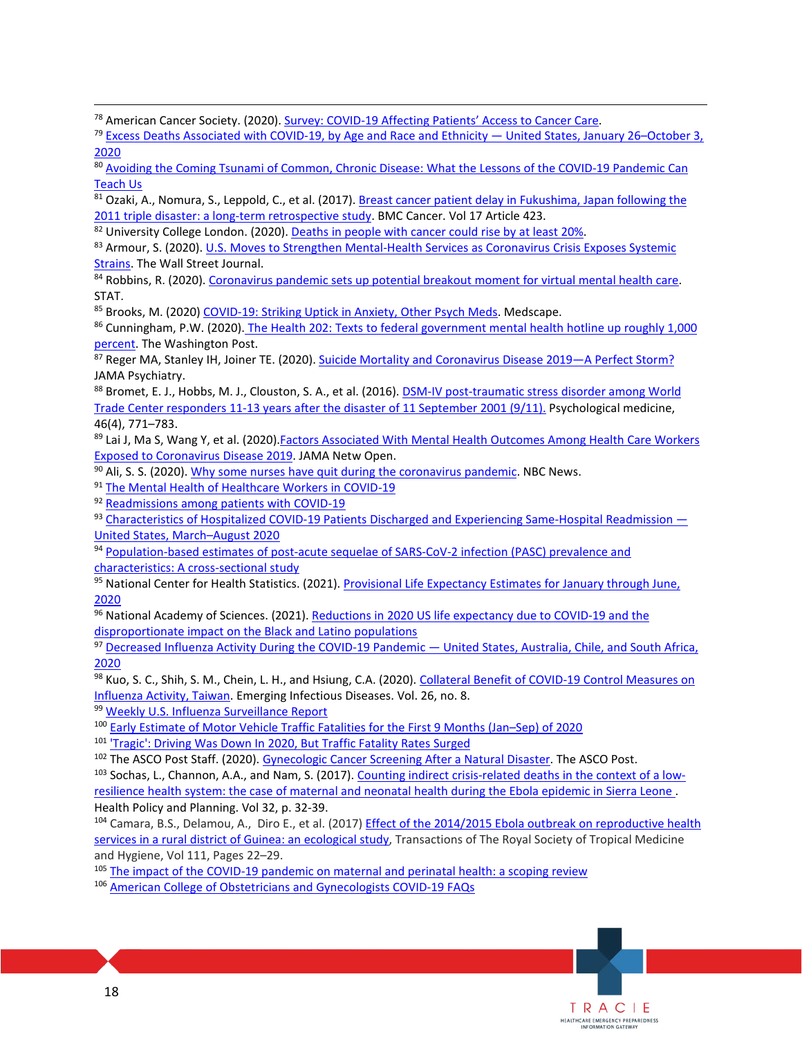[78] American Cancer Society. (2020). Survey: COVID-19 Affecting Patients' Access to Cancer Care.

[79] Excess Deaths Associated with COVID-19, by Age and Race and Ethnicity — United States, January 26–October 3, 2020

[80] Avoiding the Coming Tsunami of Common, Chronic Disease: What the Lessons of the COVID-19 Pandemic Can Teach Us

[81] Ozaki, A., Nomura, S., Leppold, C., et al. (2017). Breast cancer patient delay in Fukushima, Japan following the 2011 triple disaster: a long-term retrospective study. BMC Cancer. Vol 17 Article 423.

[82] University College London. (2020). Deaths in people with cancer could rise by at least 20%.

[83] Armour, S. (2020). U.S. Moves to Strengthen Mental-Health Services as Coronavirus Crisis Exposes Systemic Strains. The Wall Street Journal.

[84] Robbins, R. (2020). Coronavirus pandemic sets up potential breakout moment for virtual mental health care. STAT.

[85] Brooks, M. (2020) COVID-19: Striking Uptick in Anxiety, Other Psych Meds. Medscape.

[86] Cunningham, P.W. (2020). The Health 202: Texts to federal government mental health hotline up roughly 1,000 percent. The Washington Post.

[87] Reger MA, Stanley IH, Joiner TE. (2020). Suicide Mortality and Coronavirus Disease 2019—A Perfect Storm? JAMA Psychiatry.

[88] Bromet, E. J., Hobbs, M. J., Clouston, S. A., et al. (2016). DSM-IV post-traumatic stress disorder among World Trade Center responders 11-13 years after the disaster of 11 September 2001 (9/11). Psychological medicine, 46(4), 771–783.

[89] Lai J, Ma S, Wang Y, et al. (2020).Factors Associated With Mental Health Outcomes Among Health Care Workers Exposed to Coronavirus Disease 2019. JAMA Netw Open.

[90] Ali, S. S. (2020). Why some nurses have quit during the coronavirus pandemic. NBC News.

[91] The Mental Health of Healthcare Workers in COVID-19

[92] Readmissions among patients with COVID-19

[93] Characteristics of Hospitalized COVID-19 Patients Discharged and Experiencing Same-Hospital Readmission — United States, March–August 2020

[94] Population-based estimates of post-acute sequelae of SARS-CoV-2 infection (PASC) prevalence and characteristics: A cross-sectional study

[95] National Center for Health Statistics. (2021). Provisional Life Expectancy Estimates for January through June, 2020

[96] National Academy of Sciences. (2021). Reductions in 2020 US life expectancy due to COVID-19 and the disproportionate impact on the Black and Latino populations

[97] Decreased Influenza Activity During the COVID-19 Pandemic — United States, Australia, Chile, and South Africa, 2020

[98] Kuo, S. C., Shih, S. M., Chein, L. H., and Hsiung, C.A. (2020). Collateral Benefit of COVID-19 Control Measures on Influenza Activity, Taiwan. Emerging Infectious Diseases. Vol. 26, no. 8.

[99] Weekly U.S. Influenza Surveillance Report

[100] Early Estimate of Motor Vehicle Traffic Fatalities for the First 9 Months (Jan–Sep) of 2020

[101] 'Tragic': Driving Was Down In 2020, But Traffic Fatality Rates Surged

[102] The ASCO Post Staff. (2020). Gynecologic Cancer Screening After a Natural Disaster. The ASCO Post.

[103] Sochas, L., Channon, A.A., and Nam, S. (2017). Counting indirect crisis-related deaths in the context of a low-resilience health system: the case of maternal and neonatal health during the Ebola epidemic in Sierra Leone . Health Policy and Planning. Vol 32, p. 32-39.

[104] Camara, B.S., Delamou, A., Diro E., et al. (2017) Effect of the 2014/2015 Ebola outbreak on reproductive health services in a rural district of Guinea: an ecological study, Transactions of The Royal Society of Tropical Medicine and Hygiene, Vol 111, Pages 22–29.

[105] The impact of the COVID-19 pandemic on maternal and perinatal health: a scoping review

[106] American College of Obstetricians and Gynecologists COVID-19 FAQs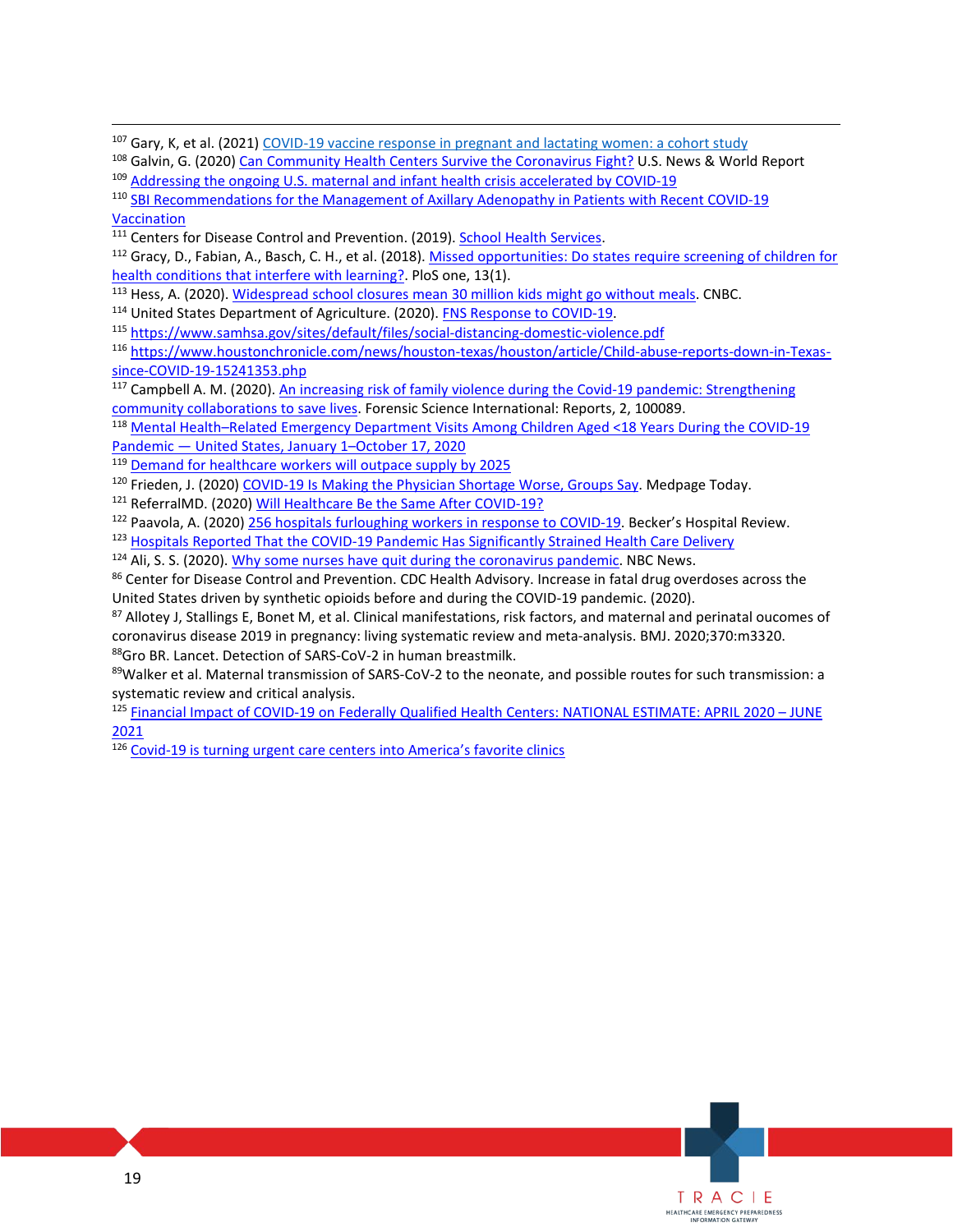[107] Gary, K, et al. (2021) COVID-19 vaccine response in pregnant and lactating women: a cohort study

[108] Galvin, G. (2020) Can Community Health Centers Survive the Coronavirus Fight? U.S. News & World Report

[109] Addressing the ongoing U.S. maternal and infant health crisis accelerated by COVID-19

[110] SBI Recommendations for the Management of Axillary Adenopathy in Patients with Recent COVID-19 Vaccination

[111] Centers for Disease Control and Prevention. (2019). School Health Services.

[112] Gracy, D., Fabian, A., Basch, C. H., et al. (2018). Missed opportunities: Do states require screening of children for health conditions that interfere with learning?. PloS one, 13(1).

[113] Hess, A. (2020). Widespread school closures mean 30 million kids might go without meals. CNBC.

[114] United States Department of Agriculture. (2020). FNS Response to COVID-19.

[115] https://www.samhsa.gov/sites/default/files/social-distancing-domestic-violence.pdf

[116] https://www.houstonchronicle.com/news/houston-texas/houston/article/Child-abuse-reports-down-in-Texas-since-COVID-19-15241353.php

[117] Campbell A. M. (2020). An increasing risk of family violence during the Covid-19 pandemic: Strengthening community collaborations to save lives. Forensic Science International: Reports, 2, 100089.

[118] Mental Health–Related Emergency Department Visits Among Children Aged <18 Years During the COVID-19 Pandemic — United States, January 1–October 17, 2020

[119] Demand for healthcare workers will outpace supply by 2025

[120] Frieden, J. (2020) COVID-19 Is Making the Physician Shortage Worse, Groups Say. Medpage Today.

[121] ReferralMD. (2020) Will Healthcare Be the Same After COVID-19?

[122] Paavola, A. (2020) 256 hospitals furloughing workers in response to COVID-19. Becker's Hospital Review.

[123] Hospitals Reported That the COVID-19 Pandemic Has Significantly Strained Health Care Delivery

[124] Ali, S. S. (2020). Why some nurses have quit during the coronavirus pandemic. NBC News.

[86] Center for Disease Control and Prevention. CDC Health Advisory. Increase in fatal drug overdoses across the United States driven by synthetic opioids before and during the COVID-19 pandemic. (2020).

[87] Allotey J, Stallings E, Bonet M, et al. Clinical manifestations, risk factors, and maternal and perinatal oucomes of coronavirus disease 2019 in pregnancy: living systematic review and meta-analysis. BMJ. 2020;370:m3320.

[88] Gro BR. Lancet. Detection of SARS-CoV-2 in human breastmilk.

[89] Walker et al. Maternal transmission of SARS-CoV-2 to the neonate, and possible routes for such transmission: a systematic review and critical analysis.

[125] Financial Impact of COVID-19 on Federally Qualified Health Centers: NATIONAL ESTIMATE: APRIL 2020 – JUNE 2021

[126] Covid-19 is turning urgent care centers into America's favorite clinics